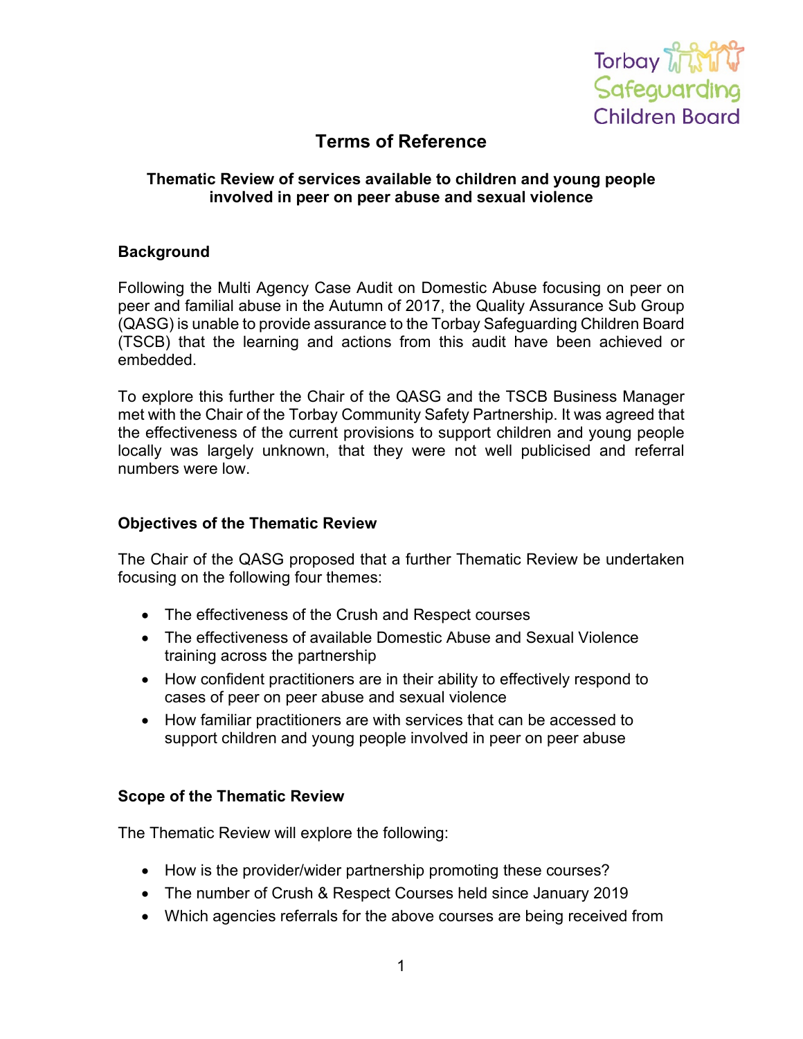Torbay Safeguarding Children Board

# Terms of Reference

## Thematic Review of services available to children and young people involved in peer on peer abuse and sexual violence

### Background

Following the Multi Agency Case Audit on Domestic Abuse focusing on peer on peer and familial abuse in the Autumn of 2017, the Quality Assurance Sub Group (QASG) is unable to provide assurance to the Torbay Safeguarding Children Board (TSCB) that the learning and actions from this audit have been achieved or embedded.

To explore this further the Chair of the QASG and the TSCB Business Manager met with the Chair of the Torbay Community Safety Partnership. It was agreed that the effectiveness of the current provisions to support children and young people locally was largely unknown, that they were not well publicised and referral numbers were low.

### Objectives of the Thematic Review

The Chair of the QASG proposed that a further Thematic Review be undertaken focusing on the following four themes:

- The effectiveness of the Crush and Respect courses
- The effectiveness of available Domestic Abuse and Sexual Violence training across the partnership
- How confident practitioners are in their ability to effectively respond to cases of peer on peer abuse and sexual violence
- How familiar practitioners are with services that can be accessed to support children and young people involved in peer on peer abuse

### Scope of the Thematic Review

The Thematic Review will explore the following:

- How is the provider/wider partnership promoting these courses?
- The number of Crush & Respect Courses held since January 2019
- Which agencies referrals for the above courses are being received from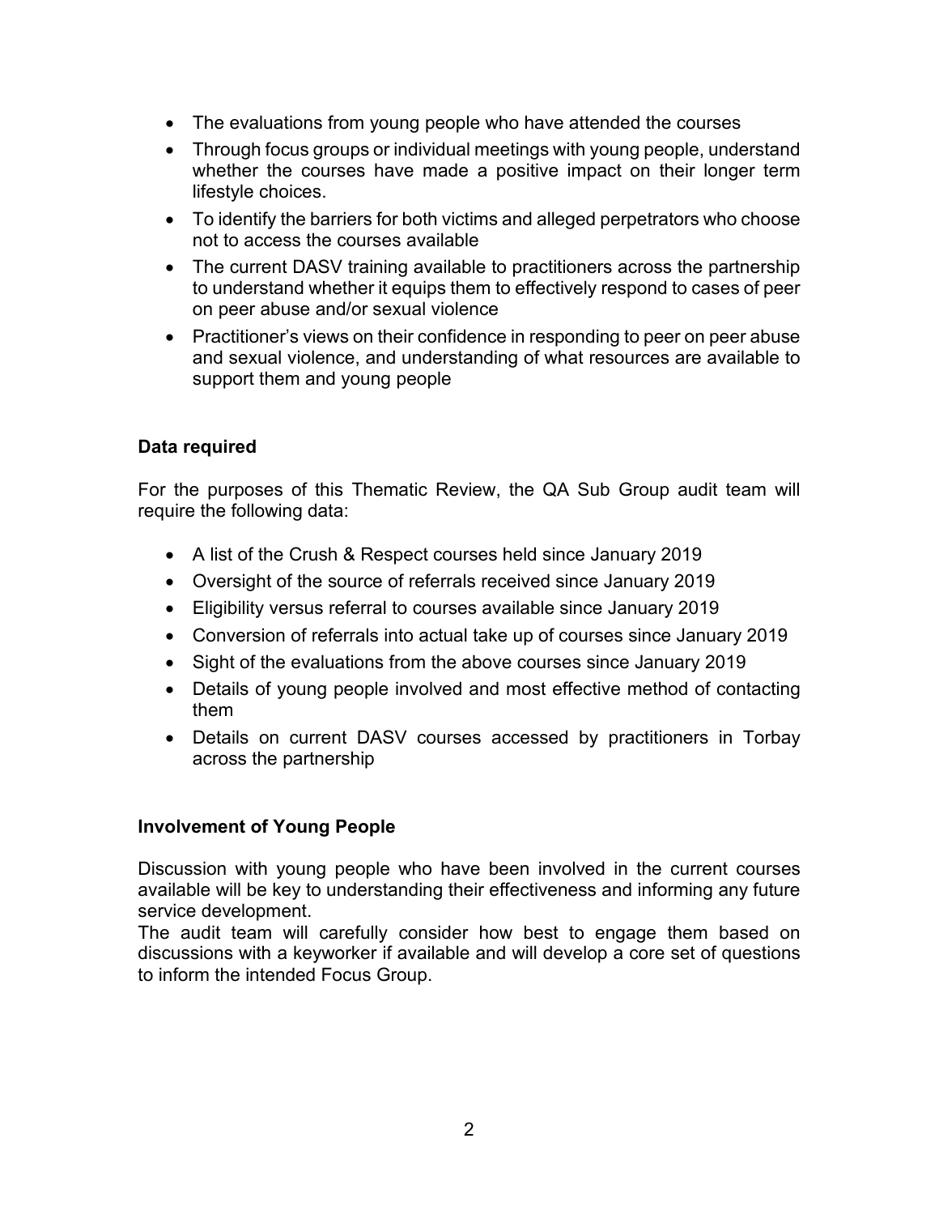- The evaluations from young people who have attended the courses
- Through focus groups or individual meetings with young people, understand whether the courses have made a positive impact on their longer term lifestyle choices.
- To identify the barriers for both victims and alleged perpetrators who choose not to access the courses available
- The current DASV training available to practitioners across the partnership to understand whether it equips them to effectively respond to cases of peer on peer abuse and/or sexual violence
- Practitioner's views on their confidence in responding to peer on peer abuse and sexual violence, and understanding of what resources are available to support them and young people

**Data required**

For the purposes of this Thematic Review, the QA Sub Group audit team will require the following data:

- A list of the Crush & Respect courses held since January 2019
- Oversight of the source of referrals received since January 2019
- Eligibility versus referral to courses available since January 2019
- Conversion of referrals into actual take up of courses since January 2019
- Sight of the evaluations from the above courses since January 2019
- Details of young people involved and most effective method of contacting them
- Details on current DASV courses accessed by practitioners in Torbay across the partnership

**Involvement of Young People**

Discussion with young people who have been involved in the current courses available will be key to understanding their effectiveness and informing any future service development.
The audit team will carefully consider how best to engage them based on discussions with a keyworker if available and will develop a core set of questions to inform the intended Focus Group.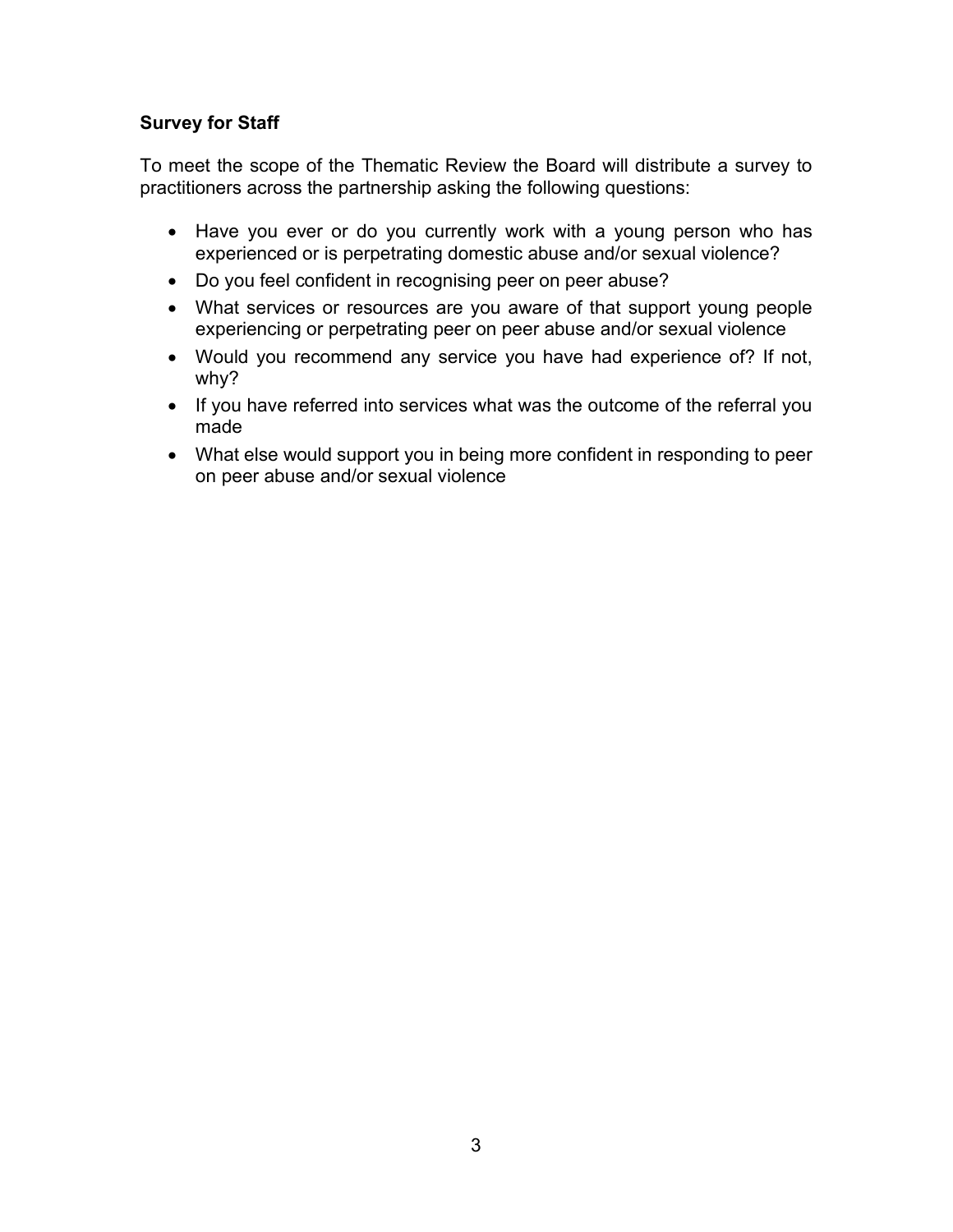**Survey for Staff**

To meet the scope of the Thematic Review the Board will distribute a survey to practitioners across the partnership asking the following questions:

- Have you ever or do you currently work with a young person who has experienced or is perpetrating domestic abuse and/or sexual violence?
- Do you feel confident in recognising peer on peer abuse?
- What services or resources are you aware of that support young people experiencing or perpetrating peer on peer abuse and/or sexual violence
- Would you recommend any service you have had experience of? If not, why?
- If you have referred into services what was the outcome of the referral you made
- What else would support you in being more confident in responding to peer on peer abuse and/or sexual violence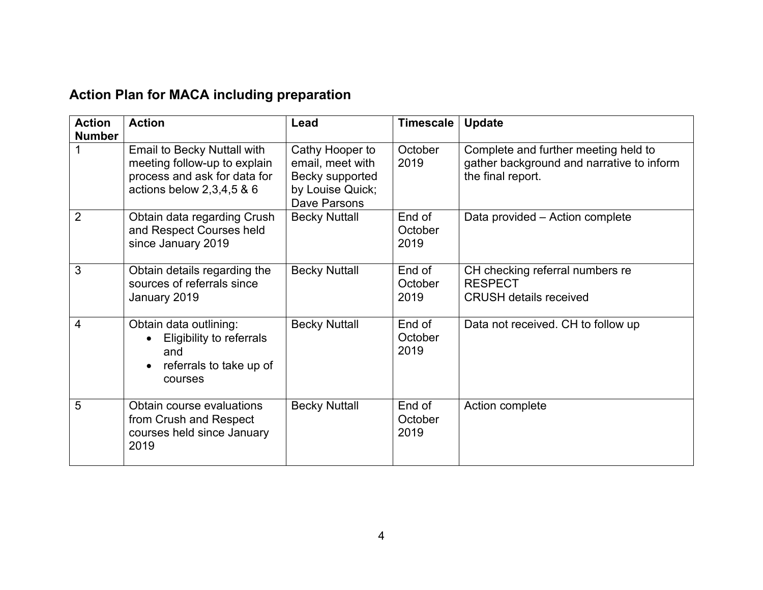## Action Plan for MACA including preparation

| Action Number | Action | Lead | Timescale | Update |
|---|---|---|---|---|
| 1 | Email to Becky Nuttall with meeting follow-up to explain process and ask for data for actions below 2,3,4,5 & 6 | Cathy Hooper to email, meet with Becky supported by Louise Quick; Dave Parsons | October 2019 | Complete and further meeting held to gather background and narrative to inform the final report. |
| 2 | Obtain data regarding Crush and Respect Courses held since January 2019 | Becky Nuttall | End of October 2019 | Data provided – Action complete |
| 3 | Obtain details regarding the sources of referrals since January 2019 | Becky Nuttall | End of October 2019 | CH checking referral numbers re RESPECT<br>CRUSH details received |
| 4 | Obtain data outlining:<br>• Eligibility to referrals and<br>• referrals to take up of courses | Becky Nuttall | End of October 2019 | Data not received. CH to follow up |
| 5 | Obtain course evaluations from Crush and Respect courses held since January 2019 | Becky Nuttall | End of October 2019 | Action complete |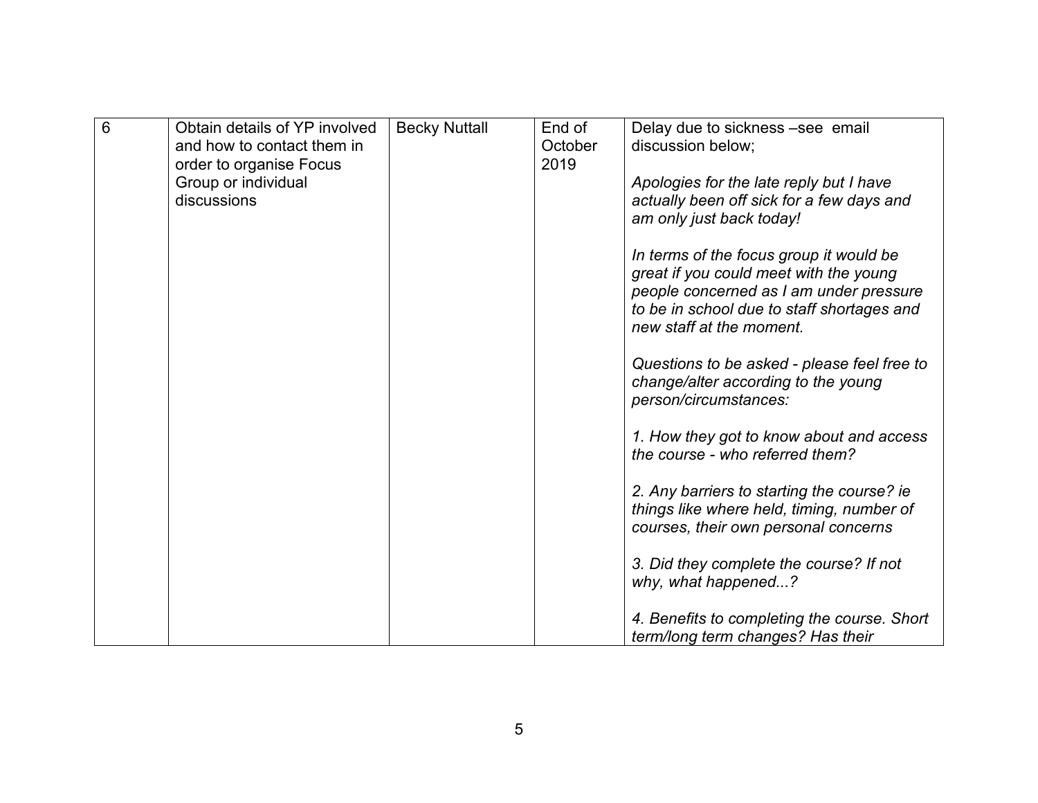| 6 | Obtain details of YP involved and how to contact them in order to organise Focus Group or individual discussions | Becky Nuttall | End of October 2019 | Delay due to sickness –see email discussion below;<br><br>*Apologies for the late reply but I have actually been off sick for a few days and am only just back today!*<br><br>*In terms of the focus group it would be great if you could meet with the young people concerned as I am under pressure to be in school due to staff shortages and new staff at the moment.*<br><br>*Questions to be asked - please feel free to change/alter according to the young person/circumstances:*<br><br>*1. How they got to know about and access the course - who referred them?*<br><br>*2. Any barriers to starting the course? ie things like where held, timing, number of courses, their own personal concerns*<br><br>*3. Did they complete the course? If not why, what happened...?*<br><br>*4. Benefits to completing the course. Short term/long term changes? Has their* |
|---|---|---|---|---|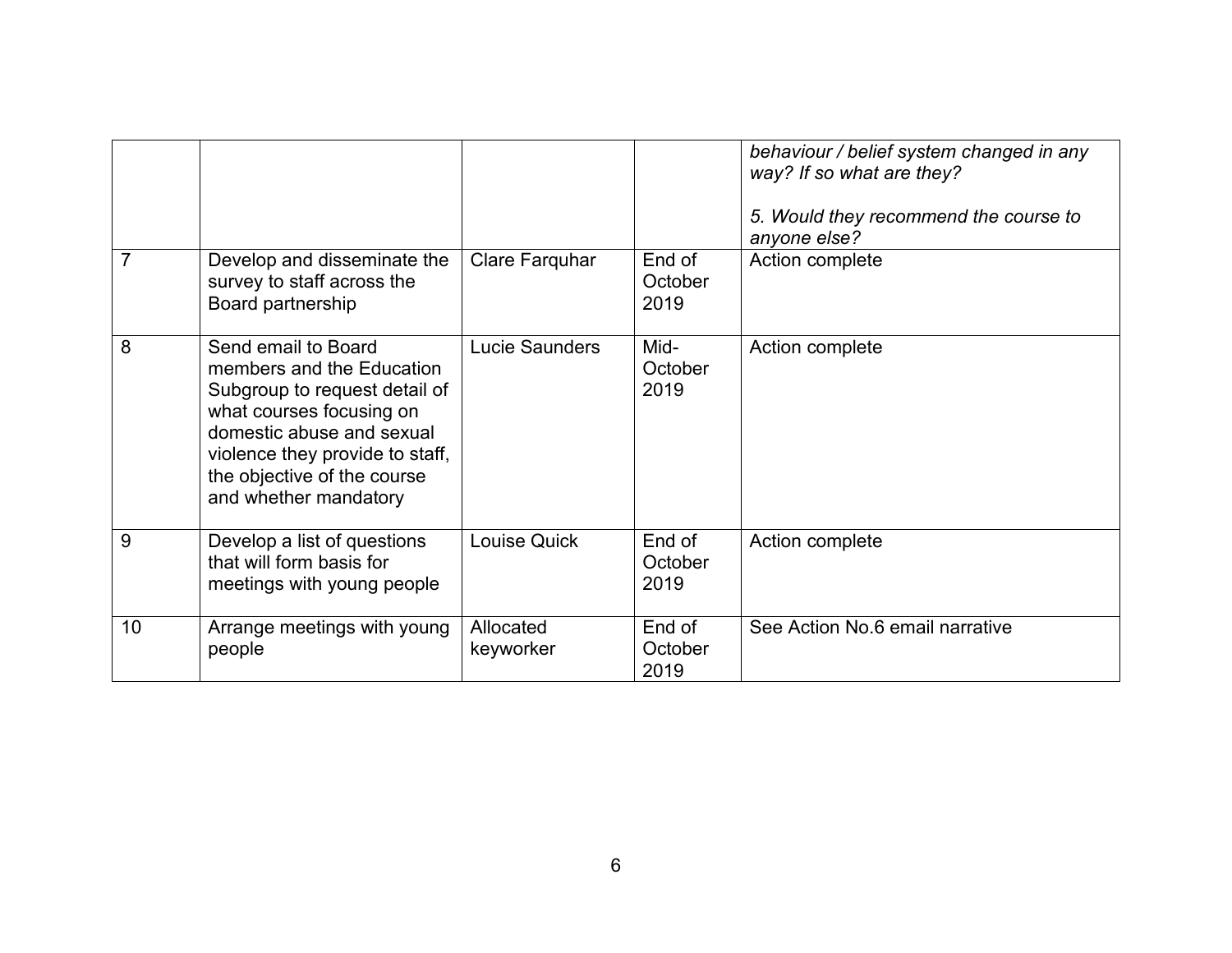| | | | | |
|---|---|---|---|---|
| | | | | *behaviour / belief system changed in any way? If so what are they?*<br><br>*5. Would they recommend the course to anyone else?* |
| 7 | Develop and disseminate the survey to staff across the Board partnership | Clare Farquhar | End of October 2019 | Action complete |
| 8 | Send email to Board members and the Education Subgroup to request detail of what courses focusing on domestic abuse and sexual violence they provide to staff, the objective of the course and whether mandatory | Lucie Saunders | Mid-October 2019 | Action complete |
| 9 | Develop a list of questions that will form basis for meetings with young people | Louise Quick | End of October 2019 | Action complete |
| 10 | Arrange meetings with young people | Allocated keyworker | End of October 2019 | See Action No.6 email narrative |